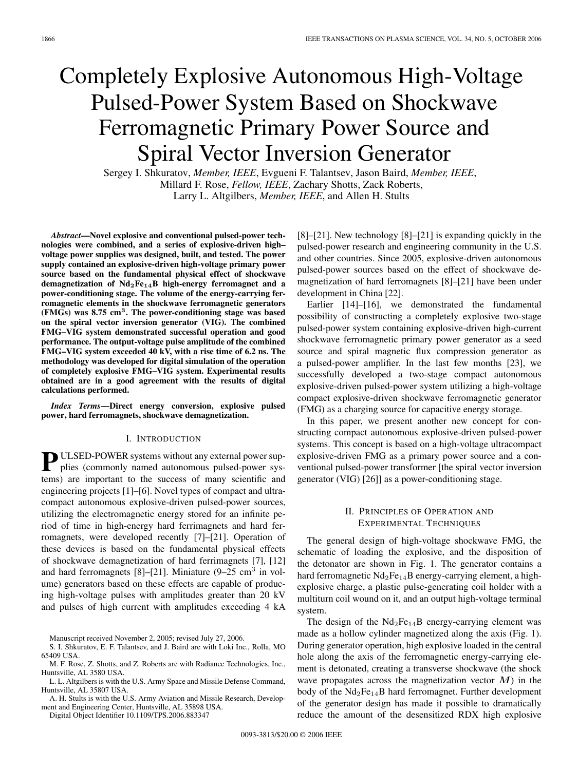# Completely Explosive Autonomous High-Voltage Pulsed-Power System Based on Shockwave Ferromagnetic Primary Power Source and Spiral Vector Inversion Generator

Sergey I. Shkuratov, *Member, IEEE*, Evgueni F. Talantsev, Jason Baird, *Member, IEEE*, Millard F. Rose, *Fellow, IEEE*, Zachary Shotts, Zack Roberts, Larry L. Altgilbers, *Member, IEEE*, and Allen H. Stults

***Abstract*—Novel explosive and conventional pulsed-power technologies were combined, and a series of explosive-driven high-voltage power supplies was designed, built, and tested. The power supply contained an explosive-driven high-voltage primary power source based on the fundamental physical effect of shockwave demagnetization of $Nd_2Fe_{14}B$ high-energy ferromagnet and a power-conditioning stage. The volume of the energy-carrying ferromagnetic elements in the shockwave ferromagnetic generators (FMGs) was 8.75 $cm^3$. The power-conditioning stage was based on the spiral vector inversion generator (VIG). The combined FMG–VIG system demonstrated successful operation and good performance. The output-voltage pulse amplitude of the combined FMG–VIG system exceeded 40 kV, with a rise time of 6.2 ns. The methodology was developed for digital simulation of the operation of completely explosive FMG–VIG system. Experimental results obtained are in a good agreement with the results of digital calculations performed.**

***Index Terms*—Direct energy conversion, explosive pulsed power, hard ferromagnets, shockwave demagnetization.**

## I. Introduction

PULSED-POWER systems without any external power supplies (commonly named autonomous pulsed-power systems) are important to the success of many scientific and engineering projects [1]–[6]. Novel types of compact and ultracompact autonomous explosive-driven pulsed-power sources, utilizing the electromagnetic energy stored for an infinite period of time in high-energy hard ferrimagnets and hard ferromagnets, were developed recently [7]–[21]. Operation of these devices is based on the fundamental physical effects of shockwave demagnetization of hard ferrimagnets [7], [12] and hard ferromagnets [8]–[21]. Miniature (9–25 $cm^3$ in volume) generators based on these effects are capable of producing high-voltage pulses with amplitudes greater than 20 kV and pulses of high current with amplitudes exceeding 4 kA [8]–[21]. New technology [8]–[21] is expanding quickly in the pulsed-power research and engineering community in the U.S. and other countries. Since 2005, explosive-driven autonomous pulsed-power sources based on the effect of shockwave demagnetization of hard ferromagnets [8]–[21] have been under development in China [22].

Earlier [14]–[16], we demonstrated the fundamental possibility of constructing a completely explosive two-stage pulsed-power system containing explosive-driven high-current shockwave ferromagnetic primary power generator as a seed source and spiral magnetic flux compression generator as a pulsed-power amplifier. In the last few months [23], we successfully developed a two-stage compact autonomous explosive-driven pulsed-power system utilizing a high-voltage compact explosive-driven shockwave ferromagnetic generator (FMG) as a charging source for capacitive energy storage.

In this paper, we present another new concept for constructing compact autonomous explosive-driven pulsed-power systems. This concept is based on a high-voltage ultracompact explosive-driven FMG as a primary power source and a conventional pulsed-power transformer [the spiral vector inversion generator (VIG) [26]] as a power-conditioning stage.

## II. Principles of Operation and Experimental Techniques

The general design of high-voltage shockwave FMG, the schematic of loading the explosive, and the disposition of the detonator are shown in Fig. 1. The generator contains a hard ferromagnetic $Nd_2Fe_{14}B$ energy-carrying element, a high-explosive charge, a plastic pulse-generating coil holder with a multiturn coil wound on it, and an output high-voltage terminal system.

The design of the $Nd_2Fe_{14}B$ energy-carrying element was made as a hollow cylinder magnetized along the axis (Fig. 1). During generator operation, high explosive loaded in the central hole along the axis of the ferromagnetic energy-carrying element is detonated, creating a transverse shockwave (the shock wave propagates across the magnetization vector $\boldsymbol{M}$) in the body of the $Nd_2Fe_{14}B$ hard ferromagnet. Further development of the generator design has made it possible to dramatically reduce the amount of the desensitized RDX high explosive

Manuscript received November 2, 2005; revised July 27, 2006.

S. I. Shkuratov, E. F. Talantsev, and J. Baird are with Loki Inc., Rolla, MO 65409 USA.

M. F. Rose, Z. Shotts, and Z. Roberts are with Radiance Technologies, Inc., Huntsville, AL 3580 USA.

L. L. Altgilbers is with the U.S. Army Space and Missile Defense Command, Huntsville, AL 35807 USA.

A. H. Stults is with the U.S. Army Aviation and Missile Research, Development and Engineering Center, Huntsville, AL 35898 USA.

Digital Object Identifier 10.1109/TPS.2006.883347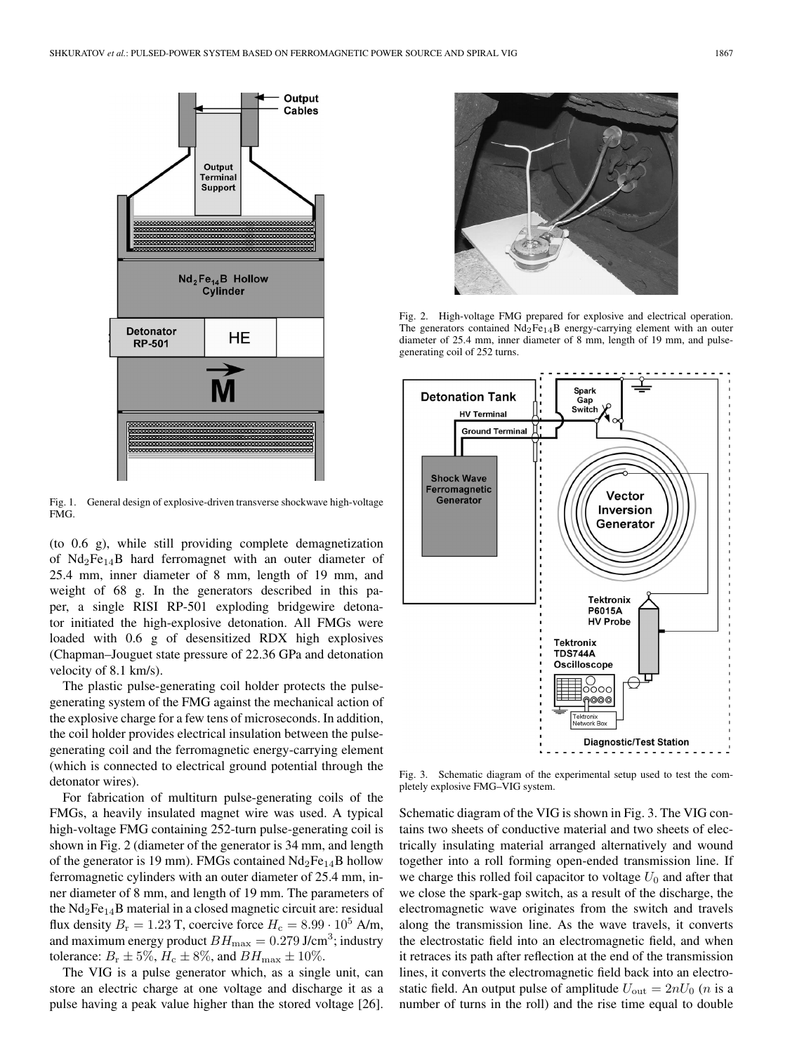Fig. 1. General design of explosive-driven transverse shockwave high-voltage FMG.

(to 0.6 g), while still providing complete demagnetization of $Nd_2Fe_{14}B$ hard ferromagnet with an outer diameter of 25.4 mm, inner diameter of 8 mm, length of 19 mm, and weight of 68 g. In the generators described in this paper, a single RISI RP-501 exploding bridgewire detonator initiated the high-explosive detonation. All FMGs were loaded with 0.6 g of desensitized RDX high explosives (Chapman–Jouguet state pressure of 22.36 GPa and detonation velocity of 8.1 km/s).

The plastic pulse-generating coil holder protects the pulse-generating system of the FMG against the mechanical action of the explosive charge for a few tens of microseconds. In addition, the coil holder provides electrical insulation between the pulse-generating coil and the ferromagnetic energy-carrying element (which is connected to electrical ground potential through the detonator wires).

For fabrication of multiturn pulse-generating coils of the FMGs, a heavily insulated magnet wire was used. A typical high-voltage FMG containing 252-turn pulse-generating coil is shown in Fig. 2 (diameter of the generator is 34 mm, and length of the generator is 19 mm). FMGs contained $Nd_2Fe_{14}B$ hollow ferromagnetic cylinders with an outer diameter of 25.4 mm, inner diameter of 8 mm, and length of 19 mm. The parameters of the $Nd_2Fe_{14}B$ material in a closed magnetic circuit are: residual flux density $B_r = 1.23$ T, coercive force $H_c = 8.99 \cdot 10^5$ A/m, and maximum energy product $BH_{max} = 0.279$ J/cm$^3$; industry tolerance: $B_r \pm 5\%$, $H_c \pm 8\%$, and $BH_{max} \pm 10\%$.

The VIG is a pulse generator which, as a single unit, can store an electric charge at one voltage and discharge it as a pulse having a peak value higher than the stored voltage [26].

Fig. 2. High-voltage FMG prepared for explosive and electrical operation. The generators contained $Nd_2Fe_{14}B$ energy-carrying element with an outer diameter of 25.4 mm, inner diameter of 8 mm, length of 19 mm, and pulse-generating coil of 252 turns.

Fig. 3. Schematic diagram of the experimental setup used to test the completely explosive FMG–VIG system.

Schematic diagram of the VIG is shown in Fig. 3. The VIG contains two sheets of conductive material and two sheets of electrically insulating material arranged alternatively and wound together into a roll forming open-ended transmission line. If we charge this rolled foil capacitor to voltage $U_0$ and after that we close the spark-gap switch, as a result of the discharge, the electromagnetic wave originates from the switch and travels along the transmission line. As the wave travels, it converts the electrostatic field into an electromagnetic field, and when it retraces its path after reflection at the end of the transmission lines, it converts the electromagnetic field back into an electrostatic field. An output pulse of amplitude $U_{out} = 2nU_0$ ($n$ is a number of turns in the roll) and the rise time equal to double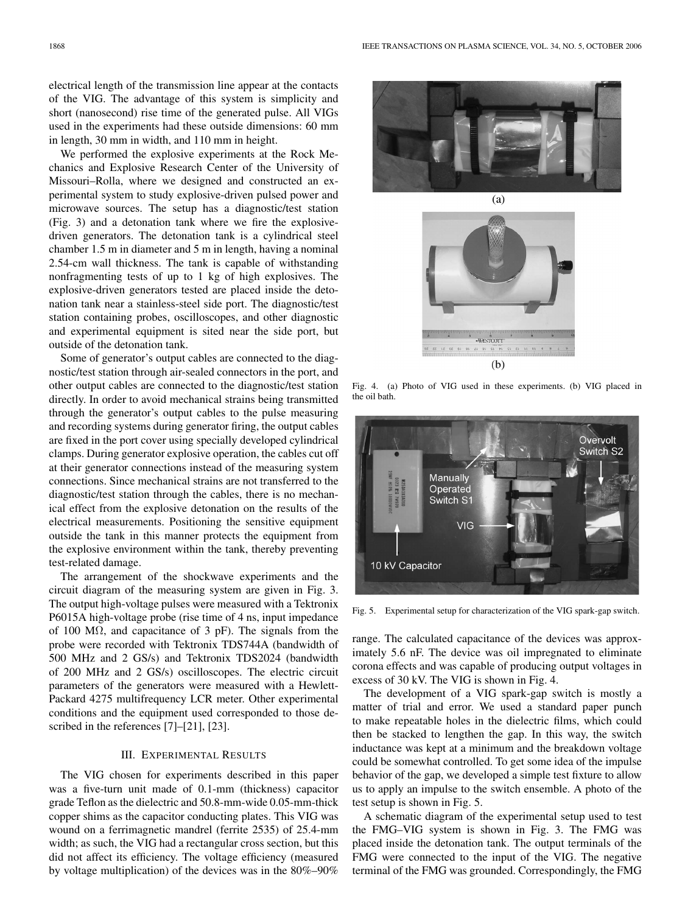electrical length of the transmission line appear at the contacts of the VIG. The advantage of this system is simplicity and short (nanosecond) rise time of the generated pulse. All VIGs used in the experiments had these outside dimensions: 60 mm in length, 30 mm in width, and 110 mm in height.

We performed the explosive experiments at the Rock Mechanics and Explosive Research Center of the University of Missouri–Rolla, where we designed and constructed an experimental system to study explosive-driven pulsed power and microwave sources. The setup has a diagnostic/test station (Fig. 3) and a detonation tank where we fire the explosive-driven generators. The detonation tank is a cylindrical steel chamber 1.5 m in diameter and 5 m in length, having a nominal 2.54-cm wall thickness. The tank is capable of withstanding nonfragmenting tests of up to 1 kg of high explosives. The explosive-driven generators tested are placed inside the detonation tank near a stainless-steel side port. The diagnostic/test station containing probes, oscilloscopes, and other diagnostic and experimental equipment is sited near the side port, but outside of the detonation tank.

Some of generator's output cables are connected to the diagnostic/test station through air-sealed connectors in the port, and other output cables are connected to the diagnostic/test station directly. In order to avoid mechanical strains being transmitted through the generator's output cables to the pulse measuring and recording systems during generator firing, the output cables are fixed in the port cover using specially developed cylindrical clamps. During generator explosive operation, the cables cut off at their generator connections instead of the measuring system connections. Since mechanical strains are not transferred to the diagnostic/test station through the cables, there is no mechanical effect from the explosive detonation on the results of the electrical measurements. Positioning the sensitive equipment outside the tank in this manner protects the equipment from the explosive environment within the tank, thereby preventing test-related damage.

The arrangement of the shockwave experiments and the circuit diagram of the measuring system are given in Fig. 3. The output high-voltage pulses were measured with a Tektronix P6015A high-voltage probe (rise time of 4 ns, input impedance of 100 MΩ, and capacitance of 3 pF). The signals from the probe were recorded with Tektronix TDS744A (bandwidth of 500 MHz and 2 GS/s) and Tektronix TDS2024 (bandwidth of 200 MHz and 2 GS/s) oscilloscopes. The electric circuit parameters of the generators were measured with a Hewlett-Packard 4275 multifrequency LCR meter. Other experimental conditions and the equipment used corresponded to those described in the references [7]–[21], [23].

## III. Experimental Results

The VIG chosen for experiments described in this paper was a five-turn unit made of 0.1-mm (thickness) capacitor grade Teflon as the dielectric and 50.8-mm-wide 0.05-mm-thick copper shims as the capacitor conducting plates. This VIG was wound on a ferrimagnetic mandrel (ferrite 2535) of 25.4-mm width; as such, the VIG had a rectangular cross section, but this did not affect its efficiency. The voltage efficiency (measured by voltage multiplication) of the devices was in the 80%–90% range. The calculated capacitance of the devices was approximately 5.6 nF. The device was oil impregnated to eliminate corona effects and was capable of producing output voltages in excess of 30 kV. The VIG is shown in Fig. 4.

Fig. 4. (a) Photo of VIG used in these experiments. (b) VIG placed in the oil bath.

Fig. 5. Experimental setup for characterization of the VIG spark-gap switch.

The development of a VIG spark-gap switch is mostly a matter of trial and error. We used a standard paper punch to make repeatable holes in the dielectric films, which could then be stacked to lengthen the gap. In this way, the switch inductance was kept at a minimum and the breakdown voltage could be somewhat controlled. To get some idea of the impulse behavior of the gap, we developed a simple test fixture to allow us to apply an impulse to the switch ensemble. A photo of the test setup is shown in Fig. 5.

A schematic diagram of the experimental setup used to test the FMG–VIG system is shown in Fig. 3. The FMG was placed inside the detonation tank. The output terminals of the FMG were connected to the input of the VIG. The negative terminal of the FMG was grounded. Correspondingly, the FMG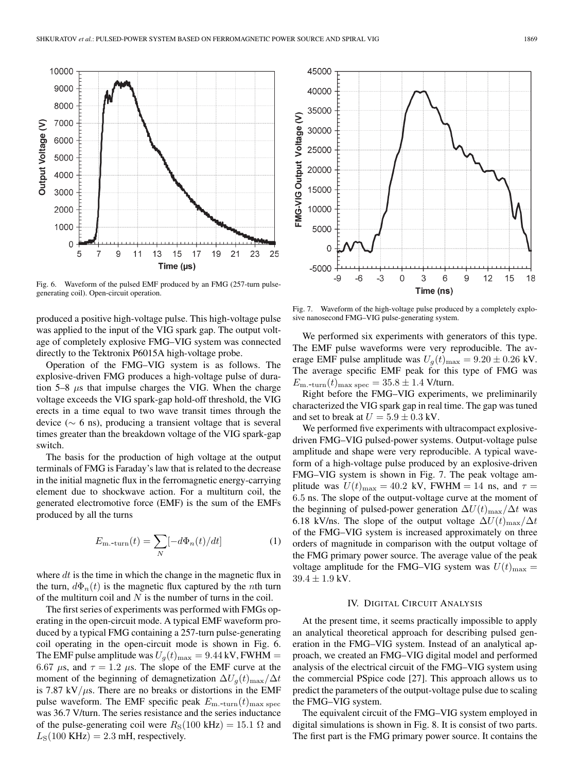Fig. 6. Waveform of the pulsed EMF produced by an FMG (257-turn pulse-generating coil). Open-circuit operation.

Fig. 7. Waveform of the high-voltage pulse produced by a completely explosive nanosecond FMG–VIG pulse-generating system.

produced a positive high-voltage pulse. This high-voltage pulse was applied to the input of the VIG spark gap. The output voltage of completely explosive FMG–VIG system was connected directly to the Tektronix P6015A high-voltage probe.

Operation of the FMG–VIG system is as follows. The explosive-driven FMG produces a high-voltage pulse of duration 5–8 $\mu$s that impulse charges the VIG. When the charge voltage exceeds the VIG spark-gap hold-off threshold, the VIG erects in a time equal to two wave transit times through the device ($\sim$ 6 ns), producing a transient voltage that is several times greater than the breakdown voltage of the VIG spark-gap switch.

The basis for the production of high voltage at the output terminals of FMG is Faraday's law that is related to the decrease in the initial magnetic flux in the ferromagnetic energy-carrying element due to shockwave action. For a multiturn coil, the generated electromotive force (EMF) is the sum of the EMFs produced by all the turns

$$E_{\text{m.-turn}}(t) = \sum_{N} [-d\Phi_n(t)/dt] \tag{1}$$

where $dt$ is the time in which the change in the magnetic flux in the turn, $d\Phi_n(t)$ is the magnetic flux captured by the $n$th turn of the multiturn coil and $N$ is the number of turns in the coil.

The first series of experiments was performed with FMGs operating in the open-circuit mode. A typical EMF waveform produced by a typical FMG containing a 257-turn pulse-generating coil operating in the open-circuit mode is shown in Fig. 6. The EMF pulse amplitude was $U_g(t)_{\max} = 9.44$ kV, FWHM $= 6.67\ \mu$s, and $\tau = 1.2\ \mu$s. The slope of the EMF curve at the moment of the beginning of demagnetization $\Delta U_g(t)_{\max}/\Delta t$ is 7.87 kV/$\mu$s. There are no breaks or distortions in the EMF pulse waveform. The EMF specific peak $E_{\text{m.-turn}}(t)_{\max\ \text{spec}}$ was 36.7 V/turn. The series resistance and the series inductance of the pulse-generating coil were $R_{\text{S}}(100\ \text{kHz}) = 15.1\ \Omega$ and $L_{\text{S}}(100\ \text{KHz}) = 2.3$ mH, respectively.

We performed six experiments with generators of this type. The EMF pulse waveforms were very reproducible. The average EMF pulse amplitude was $U_g(t)_{\max} = 9.20 \pm 0.26$ kV. The average specific EMF peak for this type of FMG was $E_{\text{m.-turn}}(t)_{\max\ \text{spec}} = 35.8 \pm 1.4$ V/turn.

Right before the FMG–VIG experiments, we preliminarily characterized the VIG spark gap in real time. The gap was tuned and set to break at $U = 5.9 \pm 0.3$ kV.

We performed five experiments with ultracompact explosive-driven FMG–VIG pulsed-power systems. Output-voltage pulse amplitude and shape were very reproducible. A typical waveform of a high-voltage pulse produced by an explosive-driven FMG–VIG system is shown in Fig. 7. The peak voltage amplitude was $U(t)_{\max} = 40.2$ kV, FWHM $= 14$ ns, and $\tau = 6.5$ ns. The slope of the output-voltage curve at the moment of the beginning of pulsed-power generation $\Delta U(t)_{\max}/\Delta t$ was 6.18 kV/ns. The slope of the output voltage $\Delta U(t)_{\max}/\Delta t$ of the FMG–VIG system is increased approximately on three orders of magnitude in comparison with the output voltage of the FMG primary power source. The average value of the peak voltage amplitude for the FMG–VIG system was $U(t)_{\max} = 39.4 \pm 1.9$ kV.

## IV. Digital Circuit Analysis

At the present time, it seems practically impossible to apply an analytical theoretical approach for describing pulsed generation in the FMG–VIG system. Instead of an analytical approach, we created an FMG–VIG digital model and performed analysis of the electrical circuit of the FMG–VIG system using the commercial PSpice code [27]. This approach allows us to predict the parameters of the output-voltage pulse due to scaling the FMG–VIG system.

The equivalent circuit of the FMG–VIG system employed in digital simulations is shown in Fig. 8. It is consist of two parts. The first part is the FMG primary power source. It contains the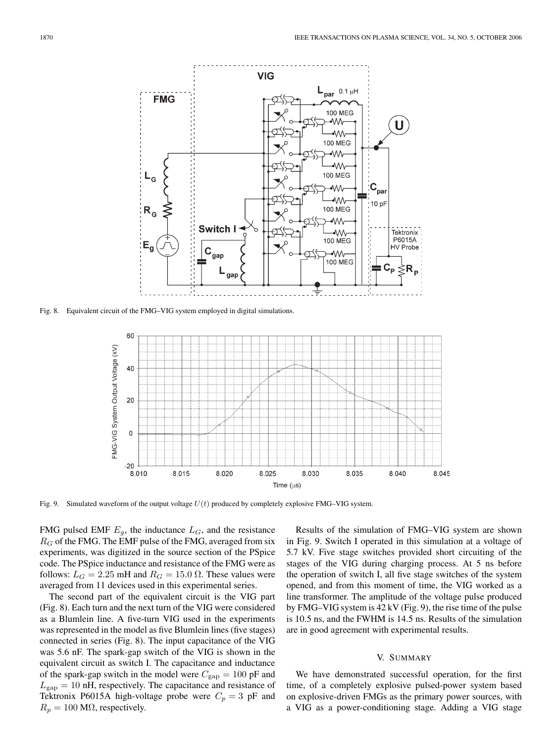Fig. 8. Equivalent circuit of the FMG–VIG system employed in digital simulations.

Fig. 9. Simulated waveform of the output voltage $U(t)$ produced by completely explosive FMG–VIG system.

FMG pulsed EMF $E_g$, the inductance $L_G$, and the resistance $R_G$ of the FMG. The EMF pulse of the FMG, averaged from six experiments, was digitized in the source section of the PSpice code. The PSpice inductance and resistance of the FMG were as follows: $L_G = 2.25$ mH and $R_G = 15.0\ \Omega$. These values were averaged from 11 devices used in this experimental series.

The second part of the equivalent circuit is the VIG part (Fig. 8). Each turn and the next turn of the VIG were considered as a Blumlein line. A five-turn VIG used in the experiments was represented in the model as five Blumlein lines (five stages) connected in series (Fig. 8). The input capacitance of the VIG was 5.6 nF. The spark-gap switch of the VIG is shown in the equivalent circuit as switch I. The capacitance and inductance of the spark-gap switch in the model were $C_{\text{gap}} = 100$ pF and $L_{\text{gap}} = 10$ nH, respectively. The capacitance and resistance of Tektronix P6015A high-voltage probe were $C_p = 3$ pF and $R_p = 100$ M$\Omega$, respectively.

Results of the simulation of FMG–VIG system are shown in Fig. 9. Switch I operated in this simulation at a voltage of 5.7 kV. Five stage switches provided short circuiting of the stages of the VIG during charging process. At 5 ns before the operation of switch I, all five stage switches of the system opened, and from this moment of time, the VIG worked as a line transformer. The amplitude of the voltage pulse produced by FMG–VIG system is 42 kV (Fig. 9), the rise time of the pulse is 10.5 ns, and the FWHM is 14.5 ns. Results of the simulation are in good agreement with experimental results.

## V. Summary

We have demonstrated successful operation, for the first time, of a completely explosive pulsed-power system based on explosive-driven FMGs as the primary power sources, with a VIG as a power-conditioning stage. Adding a VIG stage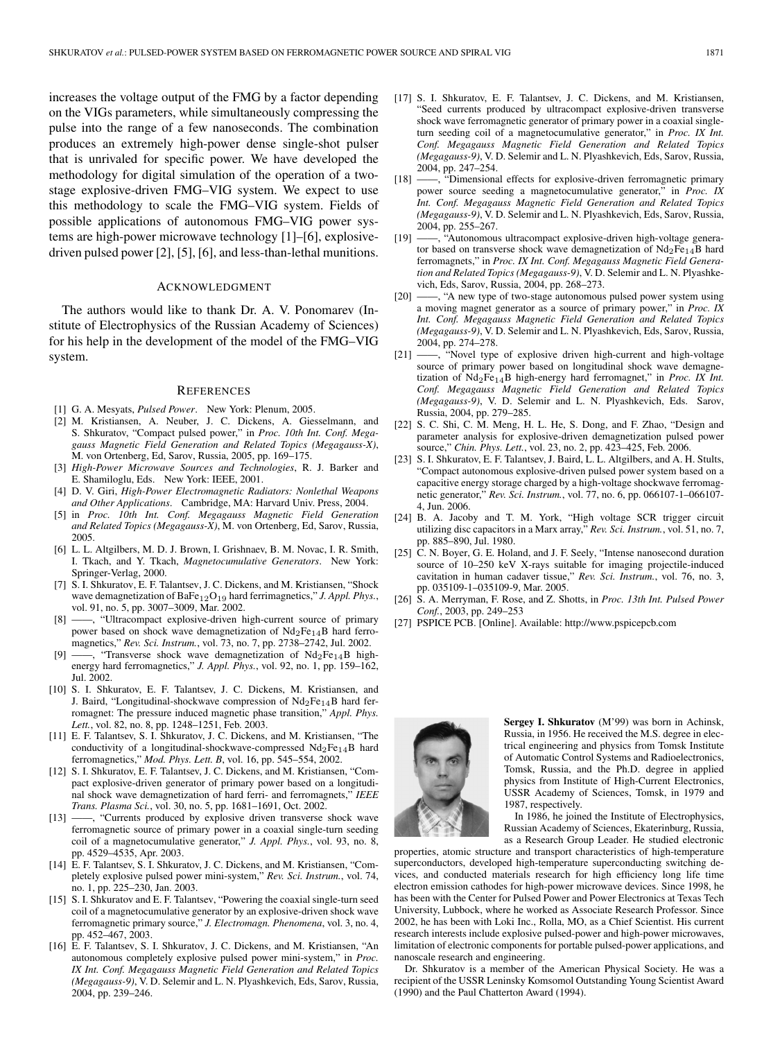increases the voltage output of the FMG by a factor depending on the VIGs parameters, while simultaneously compressing the pulse into the range of a few nanoseconds. The combination produces an extremely high-power dense single-shot pulser that is unrivaled for specific power. We have developed the methodology for digital simulation of the operation of a two-stage explosive-driven FMG–VIG system. We expect to use this methodology to scale the FMG–VIG system. Fields of possible applications of autonomous FMG–VIG power systems are high-power microwave technology [1]–[6], explosive-driven pulsed power [2], [5], [6], and less-than-lethal munitions.

## ACKNOWLEDGMENT

The authors would like to thank Dr. A. V. Ponomarev (Institute of Electrophysics of the Russian Academy of Sciences) for his help in the development of the model of the FMG–VIG system.

## REFERENCES

[1] G. A. Mesyats, *Pulsed Power*. New York: Plenum, 2005.

[2] M. Kristiansen, A. Neuber, J. C. Dickens, A. Giesselmann, and S. Shkuratov, "Compact pulsed power," in *Proc. 10th Int. Conf. Megagauss Magnetic Field Generation and Related Topics (Megagauss-X)*, M. von Ortenberg, Ed, Sarov, Russia, 2005, pp. 169–175.

[3] *High-Power Microwave Sources and Technologies*, R. J. Barker and E. Shamiloglu, Eds. New York: IEEE, 2001.

[4] D. V. Giri, *High-Power Electromagnetic Radiators: Nonlethal Weapons and Other Applications*. Cambridge, MA: Harvard Univ. Press, 2004.

[5] in *Proc. 10th Int. Conf. Megagauss Magnetic Field Generation and Related Topics (Megagauss-X)*, M. von Ortenberg, Ed, Sarov, Russia, 2005.

[6] L. L. Altgilbers, M. D. J. Brown, I. Grishnaev, B. M. Novac, I. R. Smith, I. Tkach, and Y. Tkach, *Magnetocumulative Generators*. New York: Springer-Verlag, 2000.

[7] S. I. Shkuratov, E. F. Talantsev, J. C. Dickens, and M. Kristiansen, "Shock wave demagnetization of $BaFe_{12}O_{19}$ hard ferrimagnetics," *J. Appl. Phys.*, vol. 91, no. 5, pp. 3007–3009, Mar. 2002.

[8] ——, "Ultracompact explosive-driven high-current source of primary power based on shock wave demagnetization of $Nd_2Fe_{14}B$ hard ferromagnetics," *Rev. Sci. Instrum.*, vol. 73, no. 7, pp. 2738–2742, Jul. 2002.

[9] ——, "Transverse shock wave demagnetization of $Nd_2Fe_{14}B$ high-energy hard ferromagnetics," *J. Appl. Phys.*, vol. 92, no. 1, pp. 159–162, Jul. 2002.

[10] S. I. Shkuratov, E. F. Talantsev, J. C. Dickens, M. Kristiansen, and J. Baird, "Longitudinal-shockwave compression of $Nd_2Fe_{14}B$ hard ferromagnet: The pressure induced magnetic phase transition," *Appl. Phys. Lett.*, vol. 82, no. 8, pp. 1248–1251, Feb. 2003.

[11] E. F. Talantsev, S. I. Shkuratov, J. C. Dickens, and M. Kristiansen, "The conductivity of a longitudinal-shockwave-compressed $Nd_2Fe_{14}B$ hard ferromagnetics," *Mod. Phys. Lett. B*, vol. 16, pp. 545–554, 2002.

[12] S. I. Shkuratov, E. F. Talantsev, J. C. Dickens, and M. Kristiansen, "Compact explosive-driven generator of primary power based on a longitudinal shock wave demagnetization of hard ferri- and ferromagnets," *IEEE Trans. Plasma Sci.*, vol. 30, no. 5, pp. 1681–1691, Oct. 2002.

[13] ——, "Currents produced by explosive driven transverse shock wave ferromagnetic source of primary power in a coaxial single-turn seeding coil of a magnetocumulative generator," *J. Appl. Phys.*, vol. 93, no. 8, pp. 4529–4535, Apr. 2003.

[14] E. F. Talantsev, S. I. Shkuratov, J. C. Dickens, and M. Kristiansen, "Completely explosive pulsed power mini-system," *Rev. Sci. Instrum.*, vol. 74, no. 1, pp. 225–230, Jan. 2003.

[15] S. I. Shkuratov and E. F. Talantsev, "Powering the coaxial single-turn seed coil of a magnetocumulative generator by an explosive-driven shock wave ferromagnetic primary source," *J. Electromagn. Phenomena*, vol. 3, no. 4, pp. 452–467, 2003.

[16] E. F. Talantsev, S. I. Shkuratov, J. C. Dickens, and M. Kristiansen, "An autonomous completely explosive pulsed power mini-system," in *Proc. IX Int. Conf. Megagauss Magnetic Field Generation and Related Topics (Megagauss-9)*, V. D. Selemir and L. N. Plyashkevich, Eds, Sarov, Russia, 2004, pp. 239–246.

[17] S. I. Shkuratov, E. F. Talantsev, J. C. Dickens, and M. Kristiansen, "Seed currents produced by ultracompact explosive-driven transverse shock wave ferromagnetic generator of primary power in a coaxial single-turn seeding coil of a magnetocumulative generator," in *Proc. IX Int. Conf. Megagauss Magnetic Field Generation and Related Topics (Megagauss-9)*, V. D. Selemir and L. N. Plyashkevich, Eds, Sarov, Russia, 2004, pp. 247–254.

[18] ——, "Dimensional effects for explosive-driven ferromagnetic primary power source seeding a magnetocumulative generator," in *Proc. IX Int. Conf. Megagauss Magnetic Field Generation and Related Topics (Megagauss-9)*, V. D. Selemir and L. N. Plyashkevich, Eds, Sarov, Russia, 2004, pp. 255–267.

[19] ——, "Autonomous ultracompact explosive-driven high-voltage generator based on transverse shock wave demagnetization of $Nd_2Fe_{14}B$ hard ferromagnets," in *Proc. IX Int. Conf. Megagauss Magnetic Field Generation and Related Topics (Megagauss-9)*, V. D. Selemir and L. N. Plyashkevich, Eds, Sarov, Russia, 2004, pp. 268–273.

[20] ——, "A new type of two-stage autonomous pulsed power system using a moving magnet generator as a source of primary power," in *Proc. IX Int. Conf. Megagauss Magnetic Field Generation and Related Topics (Megagauss-9)*, V. D. Selemir and L. N. Plyashkevich, Eds, Sarov, Russia, 2004, pp. 274–278.

[21] ——, "Novel type of explosive driven high-current and high-voltage source of primary power based on longitudinal shock wave demagnetization of $Nd_2Fe_{14}B$ high-energy hard ferromagnet," in *Proc. IX Int. Conf. Megagauss Magnetic Field Generation and Related Topics (Megagauss-9)*, V. D. Selemir and L. N. Plyashkevich, Eds. Sarov, Russia, 2004, pp. 279–285.

[22] S. C. Shi, C. M. Meng, H. L. He, S. Dong, and F. Zhao, "Design and parameter analysis for explosive-driven demagnetization pulsed power source," *Chin. Phys. Lett.*, vol. 23, no. 2, pp. 423–425, Feb. 2006.

[23] S. I. Shkuratov, E. F. Talantsev, J. Baird, L. L. Altgilbers, and A. H. Stults, "Compact autonomous explosive-driven pulsed power system based on a capacitive energy storage charged by a high-voltage shockwave ferromagnetic generator," *Rev. Sci. Instrum.*, vol. 77, no. 6, pp. 066107-1–066107-4, Jun. 2006.

[24] B. A. Jacoby and T. M. York, "High voltage SCR trigger circuit utilizing disc capacitors in a Marx array," *Rev. Sci. Instrum.*, vol. 51, no. 7, pp. 885–890, Jul. 1980.

[25] C. N. Boyer, G. E. Holand, and J. F. Seely, "Intense nanosecond duration source of 10–250 keV X-rays suitable for imaging projectile-induced cavitation in human cadaver tissue," *Rev. Sci. Instrum.*, vol. 76, no. 3, pp. 035109-1–035109-9, Mar. 2005.

[26] S. A. Merryman, F. Rose, and Z. Shotts, in *Proc. 13th Int. Pulsed Power Conf.*, 2003, pp. 249–253

[27] PSPICE PCB. [Online]. Available: http://www.pspicepcb.com

**Sergey I. Shkuratov** (M'99) was born in Achinsk, Russia, in 1956. He received the M.S. degree in electrical engineering and physics from Tomsk Institute of Automatic Control Systems and Radioelectronics, Tomsk, Russia, and the Ph.D. degree in applied physics from Institute of High-Current Electronics, USSR Academy of Sciences, Tomsk, in 1979 and 1987, respectively.

In 1986, he joined the Institute of Electrophysics, Russian Academy of Sciences, Ekaterinburg, Russia, as a Research Group Leader. He studied electronic properties, atomic structure and transport characteristics of high-temperature superconductors, developed high-temperature superconducting switching devices, and conducted materials research for high efficiency long life time electron emission cathodes for high-power microwave devices. Since 1998, he has been with the Center for Pulsed Power and Power Electronics at Texas Tech University, Lubbock, where he worked as Associate Research Professor. Since 2002, he has been with Loki Inc., Rolla, MO, as a Chief Scientist. His current research interests include explosive pulsed-power and high-power microwaves, limitation of electronic components for portable pulsed-power applications, and nanoscale research and engineering.

Dr. Shkuratov is a member of the American Physical Society. He was a recipient of the USSR Leninsky Komsomol Outstanding Young Scientist Award (1990) and the Paul Chatterton Award (1994).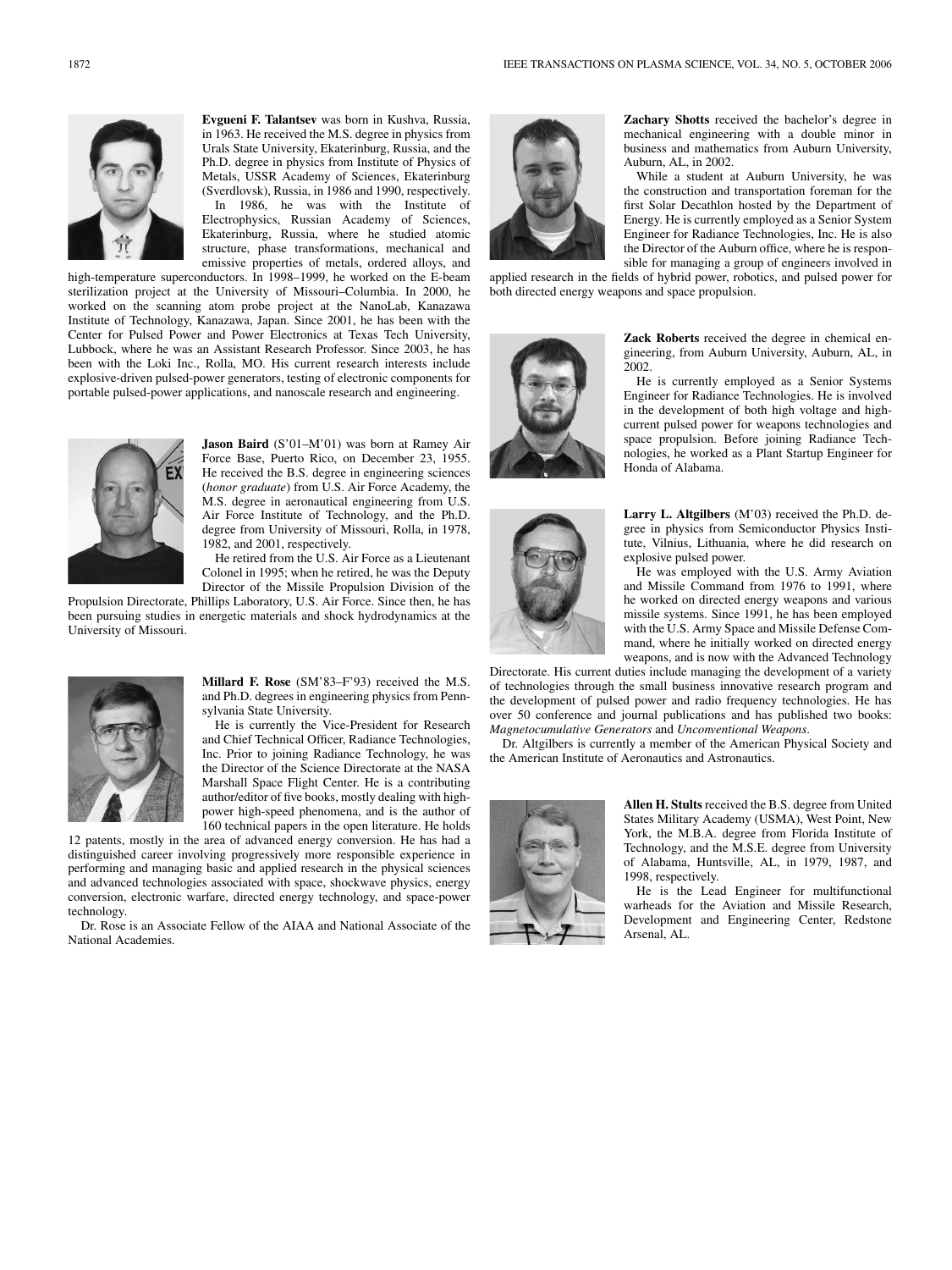**Evgueni F. Talantsev** was born in Kushva, Russia, in 1963. He received the M.S. degree in physics from Urals State University, Ekaterinburg, Russia, and the Ph.D. degree in physics from Institute of Physics of Metals, USSR Academy of Sciences, Ekaterinburg (Sverdlovsk), Russia, in 1986 and 1990, respectively.

In 1986, he was with the Institute of Electrophysics, Russian Academy of Sciences, Ekaterinburg, Russia, where he studied atomic structure, phase transformations, mechanical and emissive properties of metals, ordered alloys, and high-temperature superconductors. In 1998–1999, he worked on the E-beam sterilization project at the University of Missouri–Columbia. In 2000, he worked on the scanning atom probe project at the NanoLab, Kanazawa Institute of Technology, Kanazawa, Japan. Since 2001, he has been with the Center for Pulsed Power and Power Electronics at Texas Tech University, Lubbock, where he was an Assistant Research Professor. Since 2003, he has been with the Loki Inc., Rolla, MO. His current research interests include explosive-driven pulsed-power generators, testing of electronic components for portable pulsed-power applications, and nanoscale research and engineering.

**Jason Baird** (S'01–M'01) was born at Ramey Air Force Base, Puerto Rico, on December 23, 1955. He received the B.S. degree in engineering sciences (*honor graduate*) from U.S. Air Force Academy, the M.S. degree in aeronautical engineering from U.S. Air Force Institute of Technology, and the Ph.D. degree from University of Missouri, Rolla, in 1978, 1982, and 2001, respectively.

He retired from the U.S. Air Force as a Lieutenant Colonel in 1995; when he retired, he was the Deputy Director of the Missile Propulsion Division of the Propulsion Directorate, Phillips Laboratory, U.S. Air Force. Since then, he has been pursuing studies in energetic materials and shock hydrodynamics at the University of Missouri.

**Millard F. Rose** (SM'83–F'93) received the M.S. and Ph.D. degrees in engineering physics from Pennsylvania State University.

He is currently the Vice-President for Research and Chief Technical Officer, Radiance Technologies, Inc. Prior to joining Radiance Technology, he was the Director of the Science Directorate at the NASA Marshall Space Flight Center. He is a contributing author/editor of five books, mostly dealing with high-power high-speed phenomena, and is the author of 160 technical papers in the open literature. He holds 12 patents, mostly in the area of advanced energy conversion. He has had a distinguished career involving progressively more responsible experience in performing and managing basic and applied research in the physical sciences and advanced technologies associated with space, shockwave physics, energy conversion, electronic warfare, directed energy technology, and space-power technology.

Dr. Rose is an Associate Fellow of the AIAA and National Associate of the National Academies.

**Zachary Shotts** received the bachelor's degree in mechanical engineering with a double minor in business and mathematics from Auburn University, Auburn, AL, in 2002.

While a student at Auburn University, he was the construction and transportation foreman for the first Solar Decathlon hosted by the Department of Energy. He is currently employed as a Senior System Engineer for Radiance Technologies, Inc. He is also the Director of the Auburn office, where he is responsible for managing a group of engineers involved in applied research in the fields of hybrid power, robotics, and pulsed power for both directed energy weapons and space propulsion.

**Zack Roberts** received the degree in chemical engineering, from Auburn University, Auburn, AL, in 2002.

He is currently employed as a Senior Systems Engineer for Radiance Technologies. He is involved in the development of both high voltage and high-current pulsed power for weapons technologies and space propulsion. Before joining Radiance Technologies, he worked as a Plant Startup Engineer for Honda of Alabama.

**Larry L. Altgilbers** (M'03) received the Ph.D. degree in physics from Semiconductor Physics Institute, Vilnius, Lithuania, where he did research on explosive pulsed power.

He was employed with the U.S. Army Aviation and Missile Command from 1976 to 1991, where he worked on directed energy weapons and various missile systems. Since 1991, he has been employed with the U.S. Army Space and Missile Defense Command, where he initially worked on directed energy weapons, and is now with the Advanced Technology Directorate. His current duties include managing the development of a variety of technologies through the small business innovative research program and the development of pulsed power and radio frequency technologies. He has over 50 conference and journal publications and has published two books: *Magnetocumulative Generators* and *Unconventional Weapons*.

Dr. Altgilbers is currently a member of the American Physical Society and the American Institute of Aeronautics and Astronautics.

**Allen H. Stults** received the B.S. degree from United States Military Academy (USMA), West Point, New York, the M.B.A. degree from Florida Institute of Technology, and the M.S.E. degree from University of Alabama, Huntsville, AL, in 1979, 1987, and 1998, respectively.

He is the Lead Engineer for multifunctional warheads for the Aviation and Missile Research, Development and Engineering Center, Redstone Arsenal, AL.